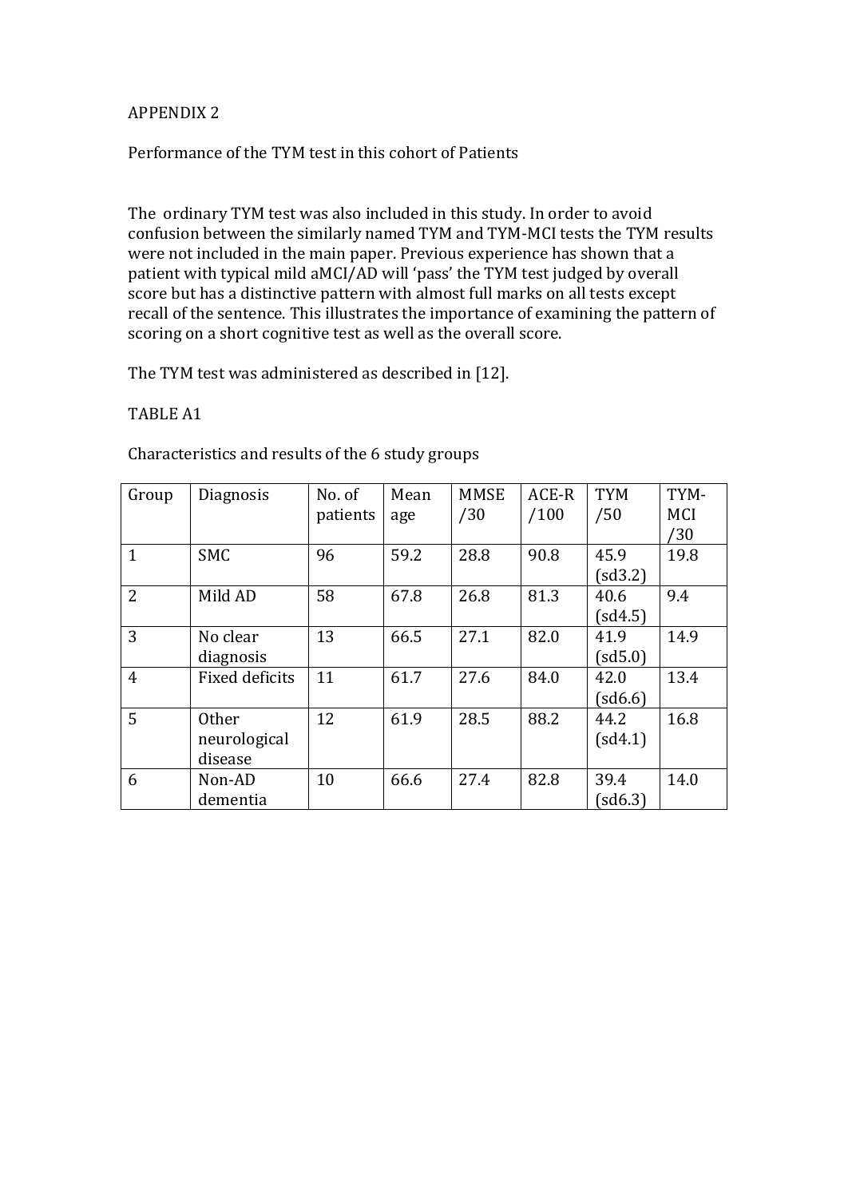# APPENDIX 2

## Performance of the TYM test in this cohort of Patients

The ordinary TYM test was also included in this study. In order to avoid confusion between the similarly named TYM and TYM-MCI tests the TYM results were not included in the main paper. Previous experience has shown that a patient with typical mild aMCI/AD will 'pass' the TYM test judged by overall score but has a distinctive pattern with almost full marks on all tests except recall of the sentence. This illustrates the importance of examining the pattern of scoring on a short cognitive test as well as the overall score.

The TYM test was administered as described in [12].

TABLE A1

Characteristics and results of the 6 study groups

| Group | Diagnosis | No. of patients | Mean age | MMSE /30 | ACE-R /100 | TYM /50 | TYM-MCI /30 |
|---|---|---|---|---|---|---|---|
| 1 | SMC | 96 | 59.2 | 28.8 | 90.8 | 45.9 (sd3.2) | 19.8 |
| 2 | Mild AD | 58 | 67.8 | 26.8 | 81.3 | 40.6 (sd4.5) | 9.4 |
| 3 | No clear diagnosis | 13 | 66.5 | 27.1 | 82.0 | 41.9 (sd5.0) | 14.9 |
| 4 | Fixed deficits | 11 | 61.7 | 27.6 | 84.0 | 42.0 (sd6.6) | 13.4 |
| 5 | Other neurological disease | 12 | 61.9 | 28.5 | 88.2 | 44.2 (sd4.1) | 16.8 |
| 6 | Non-AD dementia | 10 | 66.6 | 27.4 | 82.8 | 39.4 (sd6.3) | 14.0 |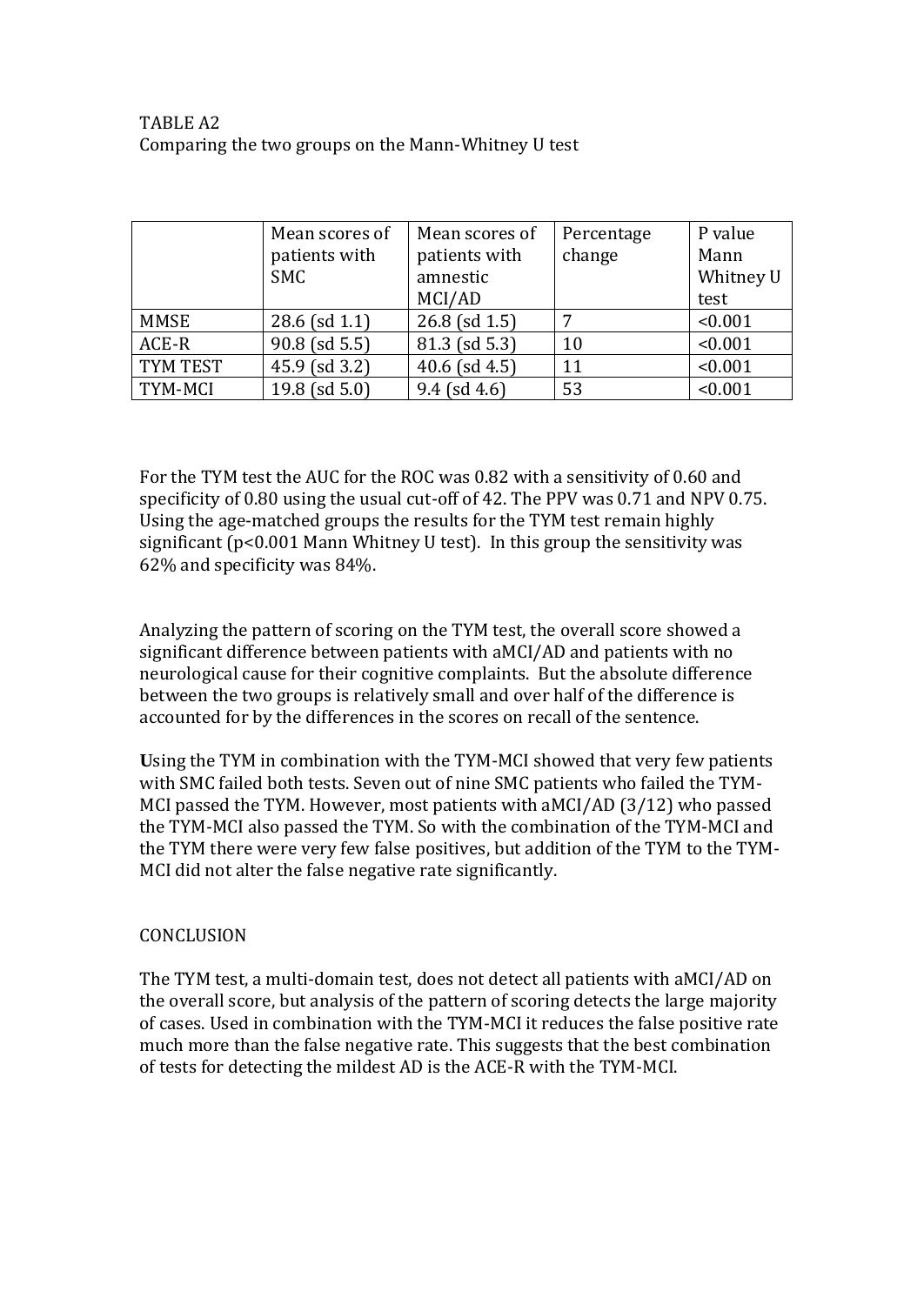TABLE A2
Comparing the two groups on the Mann-Whitney U test

| | Mean scores of patients with SMC | Mean scores of patients with amnestic MCI/AD | Percentage change | P value Mann Whitney U test |
|---|---|---|---|---|
| MMSE | 28.6 (sd 1.1) | 26.8 (sd 1.5) | 7 | <0.001 |
| ACE-R | 90.8 (sd 5.5) | 81.3 (sd 5.3) | 10 | <0.001 |
| TYM TEST | 45.9 (sd 3.2) | 40.6 (sd 4.5) | 11 | <0.001 |
| TYM-MCI | 19.8 (sd 5.0) | 9.4 (sd 4.6) | 53 | <0.001 |

For the TYM test the AUC for the ROC was 0.82 with a sensitivity of 0.60 and specificity of 0.80 using the usual cut-off of 42. The PPV was 0.71 and NPV 0.75. Using the age-matched groups the results for the TYM test remain highly significant (p<0.001 Mann Whitney U test). In this group the sensitivity was 62% and specificity was 84%.

Analyzing the pattern of scoring on the TYM test, the overall score showed a significant difference between patients with aMCI/AD and patients with no neurological cause for their cognitive complaints. But the absolute difference between the two groups is relatively small and over half of the difference is accounted for by the differences in the scores on recall of the sentence.

**U**sing the TYM in combination with the TYM-MCI showed that very few patients with SMC failed both tests. Seven out of nine SMC patients who failed the TYM-MCI passed the TYM. However, most patients with aMCI/AD (3/12) who passed the TYM-MCI also passed the TYM. So with the combination of the TYM-MCI and the TYM there were very few false positives, but addition of the TYM to the TYM-MCI did not alter the false negative rate significantly.

CONCLUSION

The TYM test, a multi-domain test, does not detect all patients with aMCI/AD on the overall score, but analysis of the pattern of scoring detects the large majority of cases. Used in combination with the TYM-MCI it reduces the false positive rate much more than the false negative rate. This suggests that the best combination of tests for detecting the mildest AD is the ACE-R with the TYM-MCI.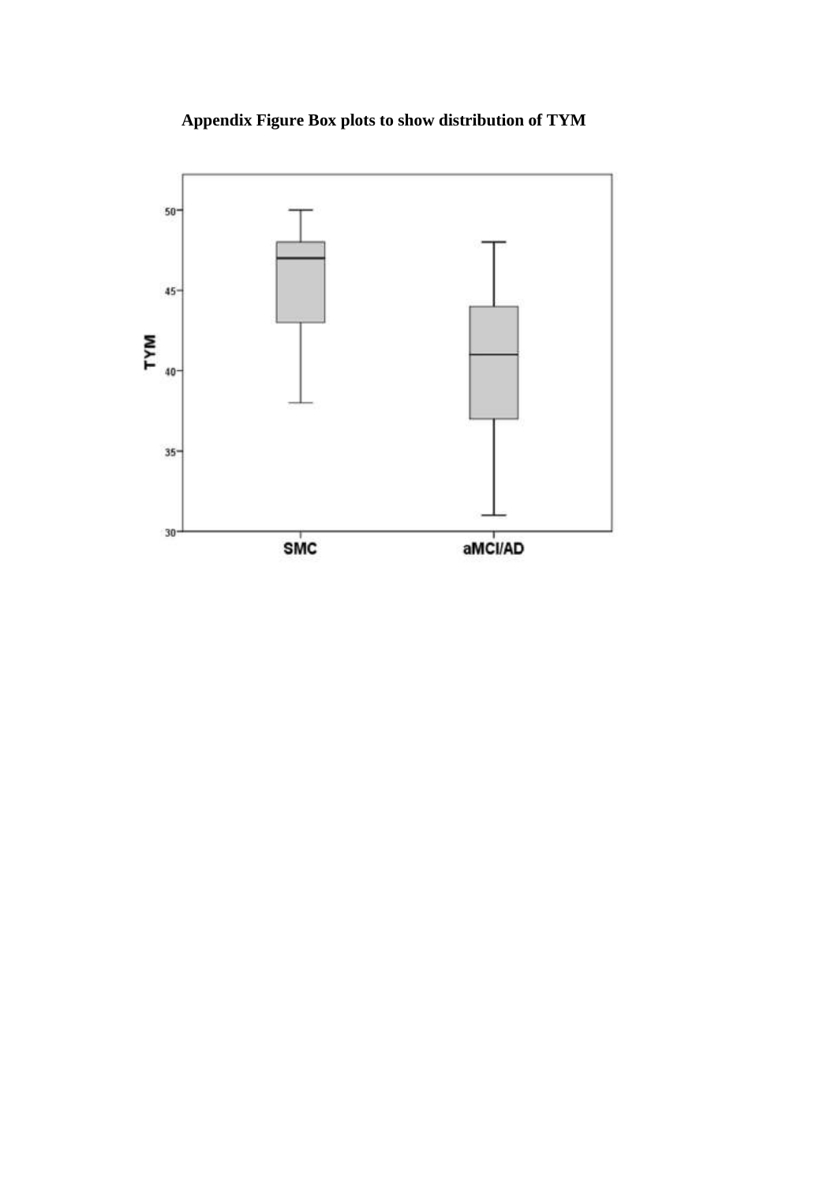**Appendix Figure Box plots to show distribution of TYM**

TYM

50

45

40

35

30

SMC

aMCI/AD